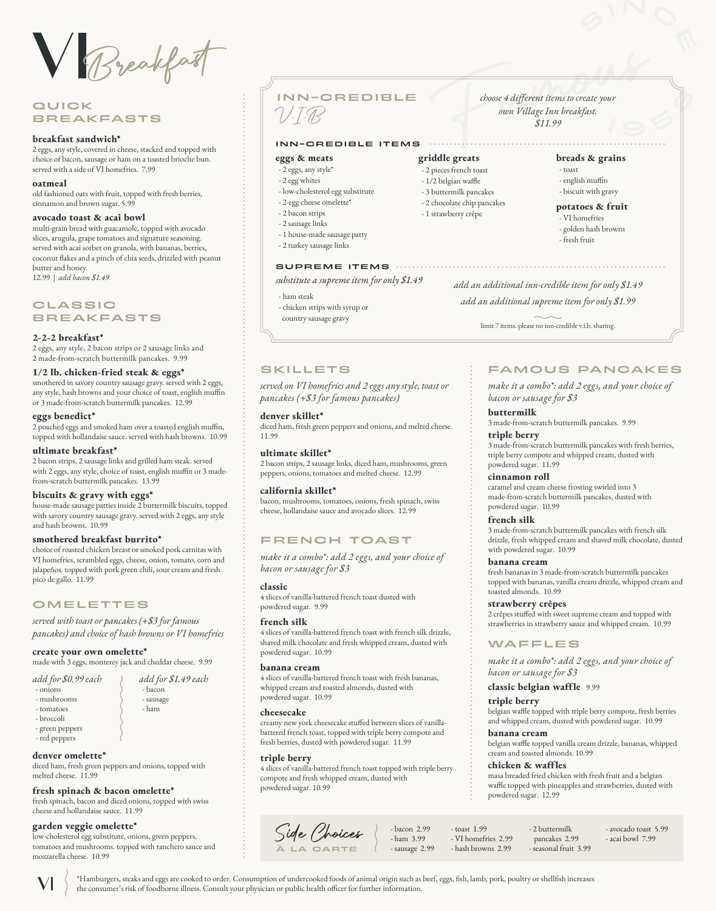# VI Breakfast

## QUICK BREAKFASTS

**breakfast sandwich***
2 eggs, any style, covered in cheese, stacked and topped with choice of bacon, sausage or ham on a toasted brioche bun. served with a side of VI homefries. 7.99

**oatmeal**
old fashioned oats with fruit, topped with fresh berries, cinnamon and brown sugar. 5.99

**avocado toast & acai bowl**
multi-grain bread with guacamole, topped with avocado slices, arugula, grape tomatoes and signature seasoning. served with acai sorbet on granola, with bananas, berries, coconut flakes and a pinch of chia seeds, drizzled with peanut butter and honey.
12.99 | *add bacon $1.49*

## CLASSIC BREAKFASTS

**2-2-2 breakfast***
2 eggs, any style, 2 bacon strips or 2 sausage links and 2 made-from-scratch buttermilk pancakes. 9.99

**1/2 lb. chicken-fried steak & eggs***
smothered in savory country sausage gravy. served with 2 eggs, any style, hash browns and your choice of toast, english muffin or 3 made-from-scratch buttermilk pancakes. 12.99

**eggs benedict***
2 poached eggs and smoked ham over a toasted english muffin, topped with hollandaise sauce. served with hash browns. 10.99

**ultimate breakfast***
2 bacon strips, 2 sausage links and grilled ham steak. served with 2 eggs, any style, choice of toast, english muffin or 3 made-from-scratch buttermilk pancakes. 13.99

**biscuits & gravy with eggs***
house-made sausage patties inside 2 buttermilk biscuits, topped with savory country sausage gravy. served with 2 eggs, any style and hash browns. 10.99

**smothered breakfast burrito***
choice of roasted chicken breast or smoked pork carnitas with VI homefries, scrambled eggs, cheese, onion, tomato, corn and jalapeños. topped with pork green chili, sour cream and fresh pico de gallo. 11.99

## OMELETTES

*served with toast or pancakes (+$3 for famous pancakes) and choice of hash browns or VI homefries*

**create your own omelette***
made with 3 eggs, monterey jack and cheddar cheese. 9.99

*add for $0.99 each*
- onions
- mushrooms
- tomatoes
- broccoli
- green peppers
- red peppers

*add for $1.49 each*
- bacon
- sausage
- ham

**denver omelette***
diced ham, fresh green peppers and onions, topped with melted cheese. 11.99

**fresh spinach & bacon omelette***
fresh spinach, bacon and diced onions, topped with swiss cheese and hollandaise sauce. 11.99

**garden veggie omelette***
low-cholesterol egg substitute, onions, green peppers, tomatoes and mushrooms. topped with ranchero sauce and mozzarella cheese. 10.99

## INN-CREDIBLE V.I.B.

*choose 4 different items to create your own Village Inn breakfast.*
*$11.99*

### INN-CREDIBLE ITEMS

**eggs & meats**
- 2 eggs, any style*
- 2 egg whites
- low-cholesterol egg substitute
- 2-egg cheese omelette*
- 2 bacon strips
- 2 sausage links
- 1 house-made sausage patty
- 2 turkey sausage links

**griddle greats**
- 2 pieces french toast
- 1/2 belgian waffle
- 3 buttermilk pancakes
- 2 chocolate chip pancakes
- 1 strawberry crêpe

**breads & grains**
- toast
- english muffin
- biscuit with gravy

**potatoes & fruit**
- VI homefries
- golden hash browns
- fresh fruit

### SUPREME ITEMS

*substitute a supreme item for only $1.49*
- ham steak
- chicken strips with syrup or country sausage gravy

*add an additional inn-credible item for only $1.49*
*add an additional supreme item for only $1.99*

limit 7 items. please no inn-credible v.i.b. sharing.

## SKILLETS

*served on VI homefries and 2 eggs any style, toast or pancakes (+$3 for famous pancakes)*

**denver skillet***
diced ham, fresh green peppers and onions, and melted cheese. 11.99

**ultimate skillet***
2 bacon strips, 2 sausage links, diced ham, mushrooms, green peppers, onions, tomatoes and melted cheese. 12.99

**california skillet***
bacon, mushrooms, tomatoes, onions, fresh spinach, swiss cheese, hollandaise sauce and avocado slices. 12.99

## FRENCH TOAST

*make it a combo*: add 2 eggs, and your choice of bacon or sausage for $3*

**classic**
4 slices of vanilla-battered french toast dusted with powdered sugar. 9.99

**french silk**
4 slices of vanilla-battered french toast with french silk drizzle, shaved milk chocolate and fresh whipped cream, dusted with powdered sugar. 10.99

**banana cream**
4 slices of vanilla-battered french toast with fresh bananas, whipped cream and toasted almonds, dusted with powdered sugar. 10.99

**cheesecake**
creamy new york cheesecake stuffed between slices of vanilla-battered french toast, topped with triple berry compote and fresh berries, dusted with powdered sugar. 11.99

**triple berry**
4 slices of vanilla-battered french toast topped with triple berry compote and fresh whipped cream, dusted with powdered sugar. 10.99

## FAMOUS PANCAKES

*make it a combo*: add 2 eggs, and your choice of bacon or sausage for $3*

**buttermilk**
3 made-from-scratch buttermilk pancakes. 9.99

**triple berry**
3 made-from-scratch buttermilk pancakes with fresh berries, triple berry compote and whipped cream, dusted with powdered sugar. 11.99

**cinnamon roll**
caramel and cream cheese frosting swirled into 3 made-from-scratch buttermilk pancakes, dusted with powdered sugar. 10.99

**french silk**
3 made-from-scratch buttermilk pancakes with french silk drizzle, fresh whipped cream and shaved milk chocolate, dusted with powdered sugar. 10.99

**banana cream**
fresh bananas in 3 made-from-scratch buttermilk pancakes topped with bananas, vanilla cream drizzle, whipped cream and toasted almonds. 10.99

**strawberry crêpes**
2 crêpes stuffed with sweet supreme cream and topped with strawberries in strawberry sauce and whipped cream. 10.99

## WAFFLES

*make it a combo*: add 2 eggs, and your choice of bacon or sausage for $3*

**classic belgian waffle** 9.99

**triple berry**
belgian waffle topped with triple berry compote, fresh berries and whipped cream, dusted with powdered sugar. 10.99

**banana cream**
belgian waffle topped vanilla cream drizzle, bananas, whipped cream and toasted almonds. 10.99

**chicken & waffles**
masa breaded fried chicken with fresh fruit and a belgian waffle topped with pineapples and strawberries, dusted with powdered sugar. 12.99

## Side Choices À LA CARTE

- bacon 2.99
- ham 3.99
- sausage 2.99
- toast 1.99
- VI homefries 2.99
- hash browns 2.99
- 2 buttermilk pancakes 2.99
- seasonal fruit 3.99
- avocado toast 5.99
- acai bowl 7.99

*Hamburgers, steaks and eggs are cooked to order. Consumption of undercooked foods of animal origin such as beef, eggs, fish, lamb, pork, poultry or shellfish increases the consumer's risk of foodborne illness. Consult your physician or public health officer for further information.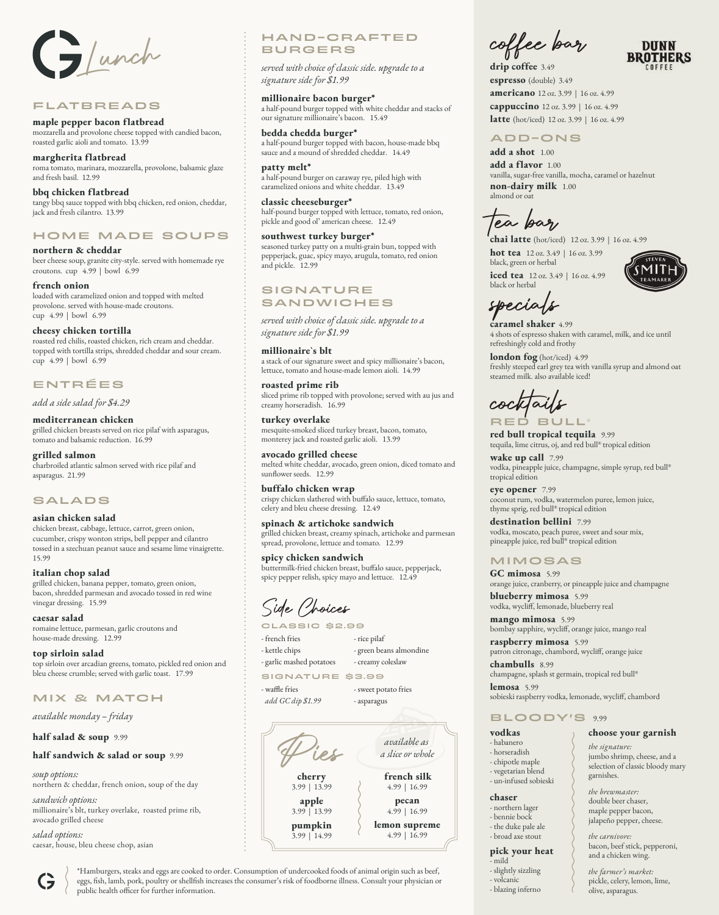# Lunch

## FLATBREADS

**maple pepper bacon flatbread**
mozzarella and provolone cheese topped with candied bacon, roasted garlic aioli and tomato. 13.99

**margherita flatbread**
roma tomato, marinara, mozzarella, provolone, balsamic glaze and fresh basil. 12.99

**bbq chicken flatbread**
tangy bbq sauce topped with bbq chicken, red onion, cheddar, jack and fresh cilantro. 13.99

## HOME MADE SOUPS

**northern & cheddar**
beer cheese soup, granite city-style. served with homemade rye croutons. cup 4.99 | bowl 6.99

**french onion**
loaded with caramelized onion and topped with melted provolone. served with house-made croutons.
cup 4.99 | bowl 6.99

**cheesy chicken tortilla**
roasted red chilis, roasted chicken, rich cream and cheddar. topped with tortilla strips, shredded cheddar and sour cream.
cup 4.99 | bowl 6.99

## ENTRÉES

*add a side salad for $4.29*

**mediterranean chicken**
grilled chicken breasts served on rice pilaf with asparagus, tomato and balsamic reduction. 16.99

**grilled salmon**
charbroiled atlantic salmon served with rice pilaf and asparagus. 21.99

## SALADS

**asian chicken salad**
chicken breast, cabbage, lettuce, carrot, green onion, cucumber, crispy wonton strips, bell pepper and cilantro tossed in a szechuan peanut sauce and sesame lime vinaigrette. 15.99

**italian chop salad**
grilled chicken, banana pepper, tomato, green onion, bacon, shredded parmesan and avocado tossed in red wine vinegar dressing. 15.99

**caesar salad**
romaine lettuce, parmesan, garlic croutons and house-made dressing. 12.99

**top sirloin salad**
top sirloin over arcadian greens, tomato, pickled red onion and bleu cheese crumble; served with garlic toast. 17.99

## MIX & MATCH

*available monday – friday*

**half salad & soup** 9.99

**half sandwich & salad or soup** 9.99

*soup options:*
northern & cheddar, french onion, soup of the day

*sandwich options:*
millionaire's blt, turkey overlake, roasted prime rib, avocado grilled cheese

*salad options:*
caesar, house, bleu cheese chop, asian

## HAND-CRAFTED BURGERS

*served with choice of classic side. upgrade to a signature side for $1.99*

**millionaire bacon burger***
a half-pound burger topped with white cheddar and stacks of our signature millionaire's bacon. 15.49

**bedda chedda burger***
a half-pound burger topped with bacon, house-made bbq sauce and a mound of shredded cheddar. 14.49

**patty melt***
a half-pound burger on caraway rye, piled high with caramelized onions and white cheddar. 13.49

**classic cheeseburger***
half-pound burger topped with lettuce, tomato, red onion, pickle and good ol' american cheese. 12.49

**southwest turkey burger***
seasoned turkey patty on a multi-grain bun, topped with pepperjack, guac, spicy mayo, arugula, tomato, red onion and pickle. 12.99

## SIGNATURE SANDWICHES

*served with choice of classic side. upgrade to a signature side for $1.99*

**millionaire`s blt**
a stack of our signature sweet and spicy millionaire's bacon, lettuce, tomato and house-made lemon aioli. 14.99

**roasted prime rib**
sliced prime rib topped with provolone; served with au jus and creamy horseradish. 16.99

**turkey overlake**
mesquite-smoked sliced turkey breast, bacon, tomato, monterey jack and roasted garlic aioli. 13.99

**avocado grilled cheese**
melted white cheddar, avocado, green onion, diced tomato and sunflower seeds. 12.99

**buffalo chicken wrap**
crispy chicken slathered with buffalo sauce, lettuce, tomato, celery and bleu cheese dressing. 12.49

**spinach & artichoke sandwich**
grilled chicken breast, creamy spinach, artichoke and parmesan spread, provolone, lettuce and tomato. 12.99

**spicy chicken sandwich**
buttermilk-fried chicken breast, buffalo sauce, pepperjack, spicy pepper relish, spicy mayo and lettuce. 12.49

## Side Choices

### CLASSIC $2.99

- french fries
- kettle chips
- garlic mashed potatoes
- rice pilaf
- green beans almondine
- creamy coleslaw

### SIGNATURE $3.99

- waffle fries
  *add GC dip $1.99*
- sweet potato fries
- asparagus

## Pies

*available as a slice or whole*

**cherry**
3.99 | 13.99

**apple**
3.99 | 13.99

**pumpkin**
3.99 | 14.99

**french silk**
4.99 | 16.99

**pecan**
4.99 | 16.99

**lemon supreme**
4.99 | 16.99

## coffee bar

DUNN BROTHERS COFFEE

**drip coffee** 3.49

**espresso** (double) 3.49

**americano** 12 oz. 3.99 | 16 oz. 4.99

**cappuccino** 12 oz. 3.99 | 16 oz. 4.99

**latte** (hot/iced) 12 oz. 3.99 | 16 oz. 4.99

## ADD-ONS

**add a shot** 1.00

**add a flavor** 1.00
vanilla, sugar-free vanilla, mocha, caramel or hazelnut

**non-dairy milk** 1.00
almond or oat

## tea bar

STEVEN SMITH TEAMAKER

**chai latte** (hot/iced) 12 oz. 3.99 | 16 oz. 4.99

**hot tea** 12 oz. 3.49 | 16 oz. 3.99
black, green or herbal

**iced tea** 12 oz. 3.49 | 16 oz. 4.99
black or herbal

## specials

**caramel shaker** 4.99
4 shots of espresso shaken with caramel, milk, and ice until refreshingly cold and frothy

**london fog** (hot/iced) 4.99
freshly steeped earl grey tea with vanilla syrup and almond oat steamed milk. also available iced!

## cocktails

### RED BULL®

**red bull tropical tequila** 9.99
tequila, lime citrus, oj, and red bull® tropical edition

**wake up call** 7.99
vodka, pineapple juice, champagne, simple syrup, red bull® tropical edition

**eye opener** 7.99
coconut rum, vodka, watermelon puree, lemon juice, thyme sprig, red bull® tropical edition

**destination bellini** 7.99
vodka, moscato, peach puree, sweet and sour mix, pineapple juice, red bull® tropical edition

### MIMOSAS

**GC mimosa** 5.99
orange juice, cranberry, or pineapple juice and champagne

**blueberry mimosa** 5.99
vodka, wycliff, lemonade, blueberry real

**mango mimosa** 5.99
bombay sapphire, wycliff, orange juice, mango real

**raspberry mimosa** 5.99
patron citronage, chambord, wycliff, orange juice

**chambulls** 8.99
champagne, splash st germain, tropical red bull®

**lemosa** 5.99
sobieski raspberry vodka, lemonade, wycliff, chambord

### BLOODY'S 9.99

**vodkas**
- habanero
- horseradish
- chipotle maple
- vegetarian blend
- un-infused sobieski

**chaser**
- northern lager
- bennie bock
- the duke pale ale
- broad axe stout

**pick your heat**
- mild
- slightly sizzling
- volcanic
- blazing inferno

**choose your garnish**

*the signature:*
jumbo shrimp, celery, cheese, and a selection of classic bloody mary garnishes.

*the brewmaster:*
double beer chaser, maple pepper bacon, jalapeño pepper, cheese.

*the carnivore:*
bacon, beef stick, pepperoni, and a chicken wing.

*the farmer's market:*
pickle, celery, lemon, lime, olive, asparagus.

*Hamburgers, steaks and eggs are cooked to order. Consumption of undercooked foods of animal origin such as beef, eggs, fish, lamb, pork, poultry or shellfish increases the consumer's risk of foodborne illness. Consult your physician or public health officer for further information.